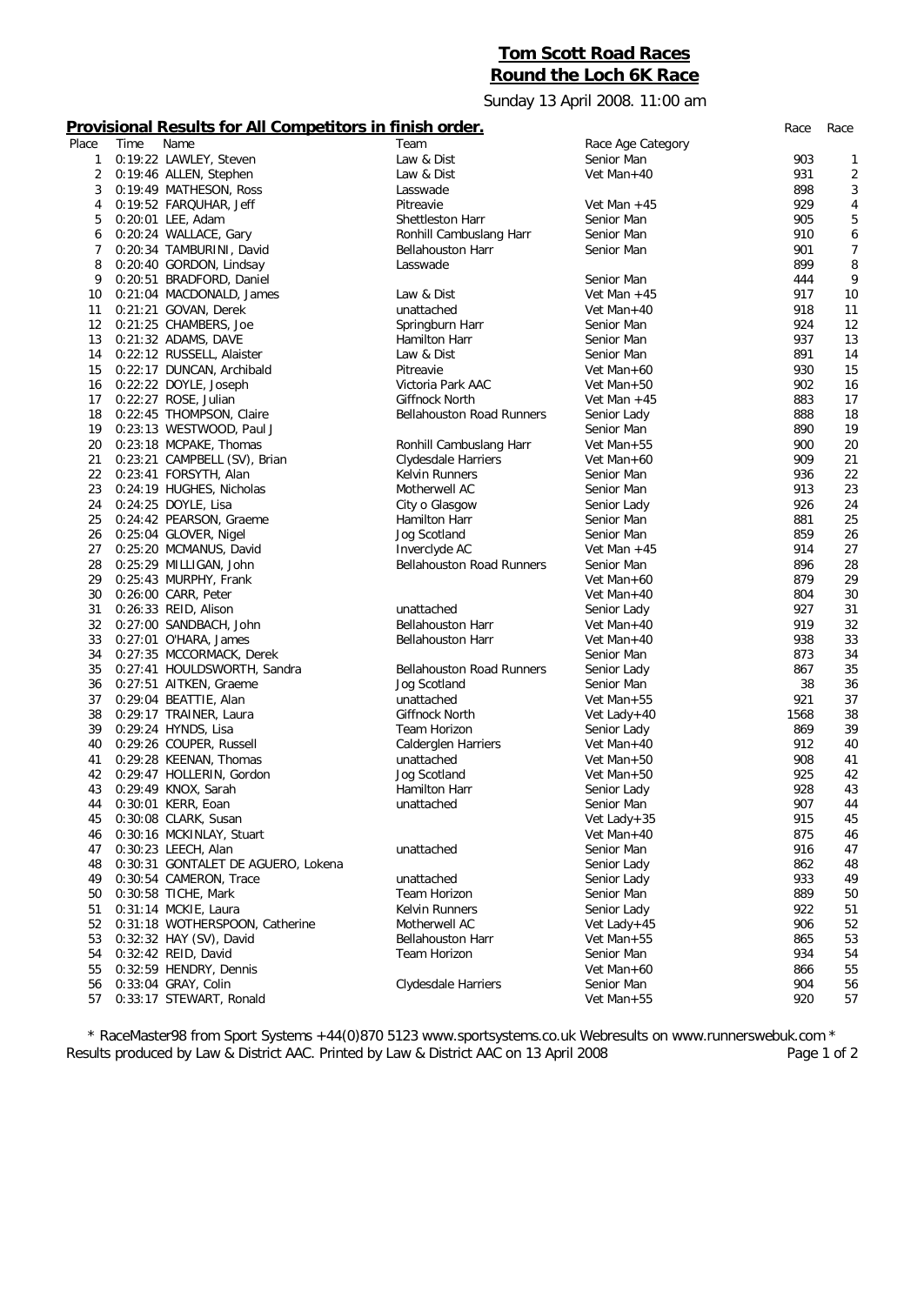# Tom Scott Road Races
## Round the Loch 6K Race

Sunday 13 April 2008. 11:00 am

### Provisional Results for All Competitors in finish order.

| Place | Time | Name | Team | Race Age Category | Race | Race |
|---|---|---|---|---|---|---|
| 1 | 0:19:22 | LAWLEY, Steven | Law & Dist | Senior Man | 903 | 1 |
| 2 | 0:19:46 | ALLEN, Stephen | Law & Dist | Vet Man+40 | 931 | 2 |
| 3 | 0:19:49 | MATHESON, Ross | Lasswade | | 898 | 3 |
| 4 | 0:19:52 | FARQUHAR, Jeff | Pitreavie | Vet Man +45 | 929 | 4 |
| 5 | 0:20:01 | LEE, Adam | Shettleston Harr | Senior Man | 905 | 5 |
| 6 | 0:20:24 | WALLACE, Gary | Ronhill Cambuslang Harr | Senior Man | 910 | 6 |
| 7 | 0:20:34 | TAMBURINI, David | Bellahouston Harr | Senior Man | 901 | 7 |
| 8 | 0:20:40 | GORDON, Lindsay | Lasswade | | 899 | 8 |
| 9 | 0:20:51 | BRADFORD, Daniel | | Senior Man | 444 | 9 |
| 10 | 0:21:04 | MACDONALD, James | Law & Dist | Vet Man +45 | 917 | 10 |
| 11 | 0:21:21 | GOVAN, Derek | unattached | Vet Man+40 | 918 | 11 |
| 12 | 0:21:25 | CHAMBERS, Joe | Springburn Harr | Senior Man | 924 | 12 |
| 13 | 0:21:32 | ADAMS, DAVE | Hamilton Harr | Senior Man | 937 | 13 |
| 14 | 0:22:12 | RUSSELL, Alaister | Law & Dist | Senior Man | 891 | 14 |
| 15 | 0:22:17 | DUNCAN, Archibald | Pitreavie | Vet Man+60 | 930 | 15 |
| 16 | 0:22:22 | DOYLE, Joseph | Victoria Park AAC | Vet Man+50 | 902 | 16 |
| 17 | 0:22:27 | ROSE, Julian | Giffnock North | Vet Man +45 | 883 | 17 |
| 18 | 0:22:45 | THOMPSON, Claire | Bellahouston Road Runners | Senior Lady | 888 | 18 |
| 19 | 0:23:13 | WESTWOOD, Paul J | | Senior Man | 890 | 19 |
| 20 | 0:23:18 | MCPAKE, Thomas | Ronhill Cambuslang Harr | Vet Man+55 | 900 | 20 |
| 21 | 0:23:21 | CAMPBELL (SV), Brian | Clydesdale Harriers | Vet Man+60 | 909 | 21 |
| 22 | 0:23:41 | FORSYTH, Alan | Kelvin Runners | Senior Man | 936 | 22 |
| 23 | 0:24:19 | HUGHES, Nicholas | Motherwell AC | Senior Man | 913 | 23 |
| 24 | 0:24:25 | DOYLE, Lisa | City o Glasgow | Senior Lady | 926 | 24 |
| 25 | 0:24:42 | PEARSON, Graeme | Hamilton Harr | Senior Man | 881 | 25 |
| 26 | 0:25:04 | GLOVER, Nigel | Jog Scotland | Senior Man | 859 | 26 |
| 27 | 0:25:20 | MCMANUS, David | Inverclyde AC | Vet Man +45 | 914 | 27 |
| 28 | 0:25:29 | MILLIGAN, John | Bellahouston Road Runners | Senior Man | 896 | 28 |
| 29 | 0:25:43 | MURPHY, Frank | | Vet Man+60 | 879 | 29 |
| 30 | 0:26:00 | CARR, Peter | | Vet Man+40 | 804 | 30 |
| 31 | 0:26:33 | REID, Alison | unattached | Senior Lady | 927 | 31 |
| 32 | 0:27:00 | SANDBACH, John | Bellahouston Harr | Vet Man+40 | 919 | 32 |
| 33 | 0:27:01 | O'HARA, James | Bellahouston Harr | Vet Man+40 | 938 | 33 |
| 34 | 0:27:35 | MCCORMACK, Derek | | Senior Man | 873 | 34 |
| 35 | 0:27:41 | HOULDSWORTH, Sandra | Bellahouston Road Runners | Senior Lady | 867 | 35 |
| 36 | 0:27:51 | AITKEN, Graeme | Jog Scotland | Senior Man | 38 | 36 |
| 37 | 0:29:04 | BEATTIE, Alan | unattached | Vet Man+55 | 921 | 37 |
| 38 | 0:29:17 | TRAINER, Laura | Giffnock North | Vet Lady+40 | 1568 | 38 |
| 39 | 0:29:24 | HYNDS, Lisa | Team Horizon | Senior Lady | 869 | 39 |
| 40 | 0:29:26 | COUPER, Russell | Calderglen Harriers | Vet Man+40 | 912 | 40 |
| 41 | 0:29:28 | KEENAN, Thomas | unattached | Vet Man+50 | 908 | 41 |
| 42 | 0:29:47 | HOLLERIN, Gordon | Jog Scotland | Vet Man+50 | 925 | 42 |
| 43 | 0:29:49 | KNOX, Sarah | Hamilton Harr | Senior Lady | 928 | 43 |
| 44 | 0:30:01 | KERR, Eoan | unattached | Senior Man | 907 | 44 |
| 45 | 0:30:08 | CLARK, Susan | | Vet Lady+35 | 915 | 45 |
| 46 | 0:30:16 | MCKINLAY, Stuart | | Vet Man+40 | 875 | 46 |
| 47 | 0:30:23 | LEECH, Alan | unattached | Senior Man | 916 | 47 |
| 48 | 0:30:31 | GONTALET DE AGUERO, Lokena | | Senior Lady | 862 | 48 |
| 49 | 0:30:54 | CAMERON, Trace | unattached | Senior Lady | 933 | 49 |
| 50 | 0:30:58 | TICHE, Mark | Team Horizon | Senior Man | 889 | 50 |
| 51 | 0:31:14 | MCKIE, Laura | Kelvin Runners | Senior Lady | 922 | 51 |
| 52 | 0:31:18 | WOTHERSPOON, Catherine | Motherwell AC | Vet Lady+45 | 906 | 52 |
| 53 | 0:32:32 | HAY (SV), David | Bellahouston Harr | Vet Man+55 | 865 | 53 |
| 54 | 0:32:42 | REID, David | Team Horizon | Senior Man | 934 | 54 |
| 55 | 0:32:59 | HENDRY, Dennis | | Vet Man+60 | 866 | 55 |
| 56 | 0:33:04 | GRAY, Colin | Clydesdale Harriers | Senior Man | 904 | 56 |
| 57 | 0:33:17 | STEWART, Ronald | | Vet Man+55 | 920 | 57 |

* RaceMaster98 from Sport Systems +44(0)870 5123 www.sportsystems.co.uk Webresults on www.runnerswebuk.com *
Results produced by Law & District AAC. Printed by Law & District AAC on 13 April 2008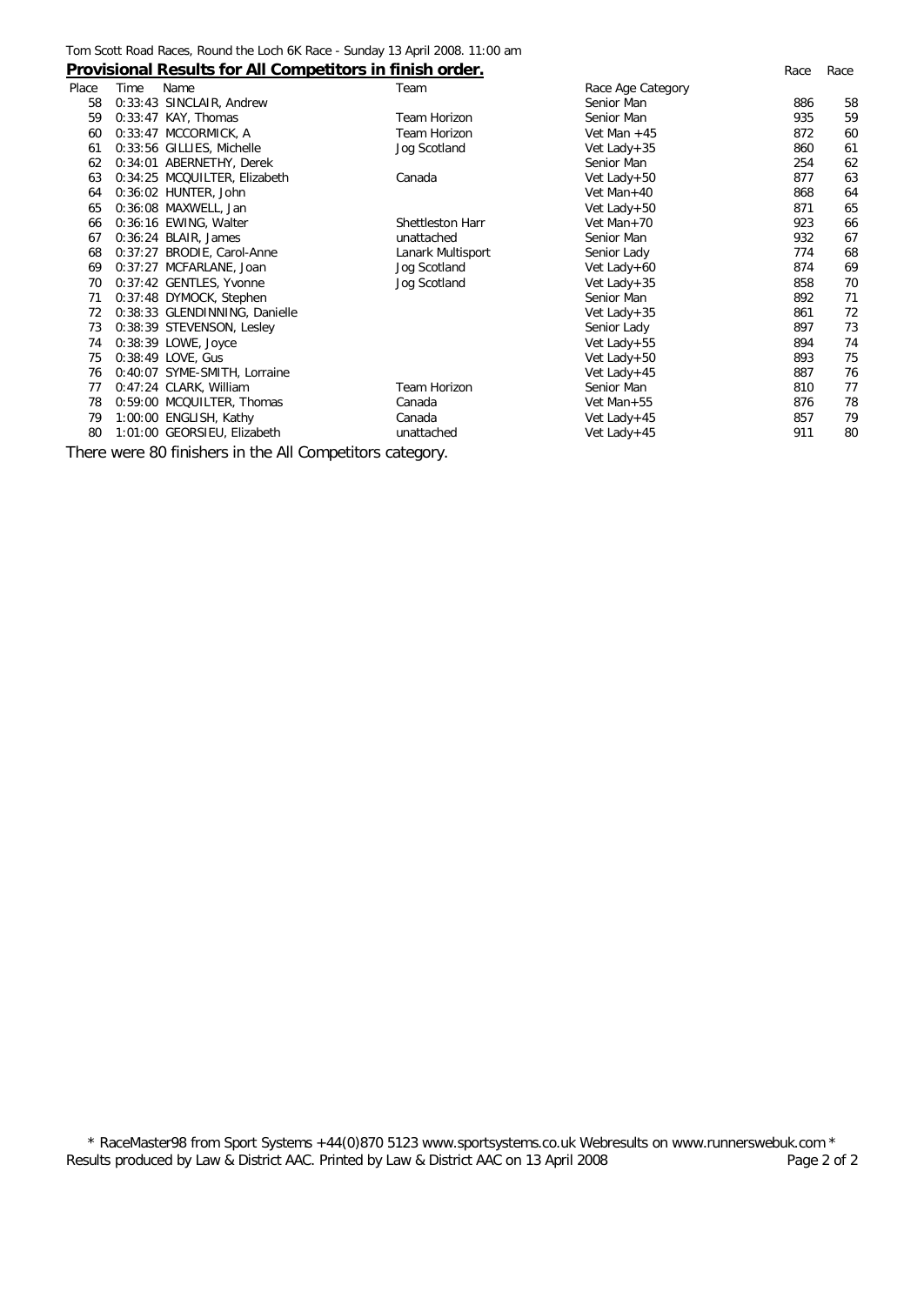Tom Scott Road Races, Round the Loch 6K Race - Sunday 13 April 2008. 11:00 am

**Provisional Results for All Competitors in finish order.**

| Place | Time | Name | Team | Race Age Category | Race | Race |
|---|---|---|---|---|---|---|
| 58 | 0:33:43 | SINCLAIR, Andrew | | Senior Man | 886 | 58 |
| 59 | 0:33:47 | KAY, Thomas | Team Horizon | Senior Man | 935 | 59 |
| 60 | 0:33:47 | MCCORMICK, A | Team Horizon | Vet Man +45 | 872 | 60 |
| 61 | 0:33:56 | GILLIES, Michelle | Jog Scotland | Vet Lady+35 | 860 | 61 |
| 62 | 0:34:01 | ABERNETHY, Derek | | Senior Man | 254 | 62 |
| 63 | 0:34:25 | MCQUILTER, Elizabeth | Canada | Vet Lady+50 | 877 | 63 |
| 64 | 0:36:02 | HUNTER, John | | Vet Man+40 | 868 | 64 |
| 65 | 0:36:08 | MAXWELL, Jan | | Vet Lady+50 | 871 | 65 |
| 66 | 0:36:16 | EWING, Walter | Shettleston Harr | Vet Man+70 | 923 | 66 |
| 67 | 0:36:24 | BLAIR, James | unattached | Senior Man | 932 | 67 |
| 68 | 0:37:27 | BRODIE, Carol-Anne | Lanark Multisport | Senior Lady | 774 | 68 |
| 69 | 0:37:27 | MCFARLANE, Joan | Jog Scotland | Vet Lady+60 | 874 | 69 |
| 70 | 0:37:42 | GENTLES, Yvonne | Jog Scotland | Vet Lady+35 | 858 | 70 |
| 71 | 0:37:48 | DYMOCK, Stephen | | Senior Man | 892 | 71 |
| 72 | 0:38:33 | GLENDINNING, Danielle | | Vet Lady+35 | 861 | 72 |
| 73 | 0:38:39 | STEVENSON, Lesley | | Senior Lady | 897 | 73 |
| 74 | 0:38:39 | LOWE, Joyce | | Vet Lady+55 | 894 | 74 |
| 75 | 0:38:49 | LOVE, Gus | | Vet Lady+50 | 893 | 75 |
| 76 | 0:40:07 | SYME-SMITH, Lorraine | | Vet Lady+45 | 887 | 76 |
| 77 | 0:47:24 | CLARK, William | Team Horizon | Senior Man | 810 | 77 |
| 78 | 0:59:00 | MCQUILTER, Thomas | Canada | Vet Man+55 | 876 | 78 |
| 79 | 1:00:00 | ENGLISH, Kathy | Canada | Vet Lady+45 | 857 | 79 |
| 80 | 1:01:00 | GEORSIEU, Elizabeth | unattached | Vet Lady+45 | 911 | 80 |

There were 80 finishers in the All Competitors category.

* RaceMaster98 from Sport Systems +44(0)870 5123 www.sportsystems.co.uk Webresults on www.runnerswebuk.com *

Results produced by Law & District AAC. Printed by Law & District AAC on 13 April 2008